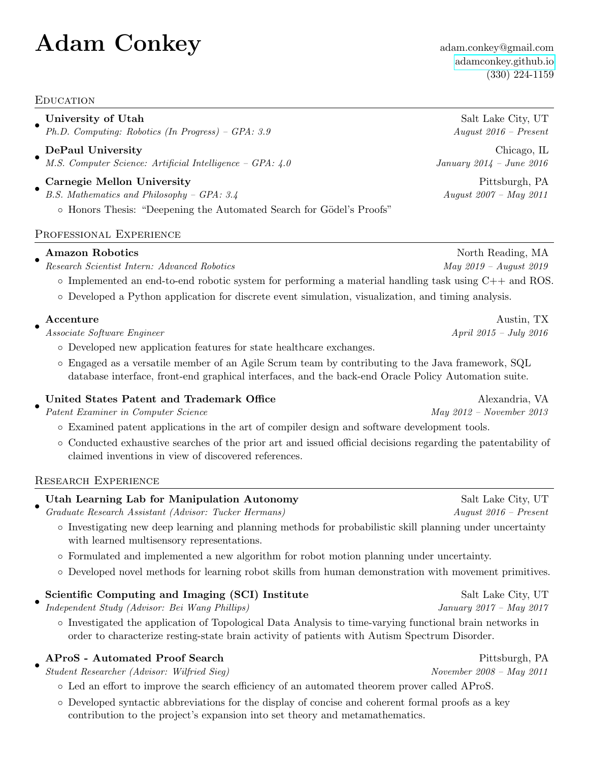# Adam Conkey

adam.conkey@gmail.com
adamconkey.github.io
(330) 224-1159

## Education

- **University of Utah** — Salt Lake City, UT
  *Ph.D. Computing: Robotics (In Progress) – GPA: 3.9* — *August 2016 – Present*
- **DePaul University** — Chicago, IL
  *M.S. Computer Science: Artificial Intelligence – GPA: 4.0* — *January 2014 – June 2016*
- **Carnegie Mellon University** — Pittsburgh, PA
  *B.S. Mathematics and Philosophy – GPA: 3.4* — *August 2007 – May 2011*
  - Honors Thesis: "Deepening the Automated Search for Gödel's Proofs"

## Professional Experience

- **Amazon Robotics** — North Reading, MA
  *Research Scientist Intern: Advanced Robotics* — *May 2019 – August 2019*
  - Implemented an end-to-end robotic system for performing a material handling task using C++ and ROS.
  - Developed a Python application for discrete event simulation, visualization, and timing analysis.
- **Accenture** — Austin, TX
  *Associate Software Engineer* — *April 2015 – July 2016*
  - Developed new application features for state healthcare exchanges.
  - Engaged as a versatile member of an Agile Scrum team by contributing to the Java framework, SQL database interface, front-end graphical interfaces, and the back-end Oracle Policy Automation suite.
- **United States Patent and Trademark Office** — Alexandria, VA
  *Patent Examiner in Computer Science* — *May 2012 – November 2013*
  - Examined patent applications in the art of compiler design and software development tools.
  - Conducted exhaustive searches of the prior art and issued official decisions regarding the patentability of claimed inventions in view of discovered references.

## Research Experience

- **Utah Learning Lab for Manipulation Autonomy** — Salt Lake City, UT
  *Graduate Research Assistant (Advisor: Tucker Hermans)* — *August 2016 – Present*
  - Investigating new deep learning and planning methods for probabilistic skill planning under uncertainty with learned multisensory representations.
  - Formulated and implemented a new algorithm for robot motion planning under uncertainty.
  - Developed novel methods for learning robot skills from human demonstration with movement primitives.
- **Scientific Computing and Imaging (SCI) Institute** — Salt Lake City, UT
  *Independent Study (Advisor: Bei Wang Phillips)* — *January 2017 – May 2017*
  - Investigated the application of Topological Data Analysis to time-varying functional brain networks in order to characterize resting-state brain activity of patients with Autism Spectrum Disorder.
- **AProS - Automated Proof Search** — Pittsburgh, PA
  *Student Researcher (Advisor: Wilfried Sieg)* — *November 2008 – May 2011*
  - Led an effort to improve the search efficiency of an automated theorem prover called AProS.
  - Developed syntactic abbreviations for the display of concise and coherent formal proofs as a key contribution to the project's expansion into set theory and metamathematics.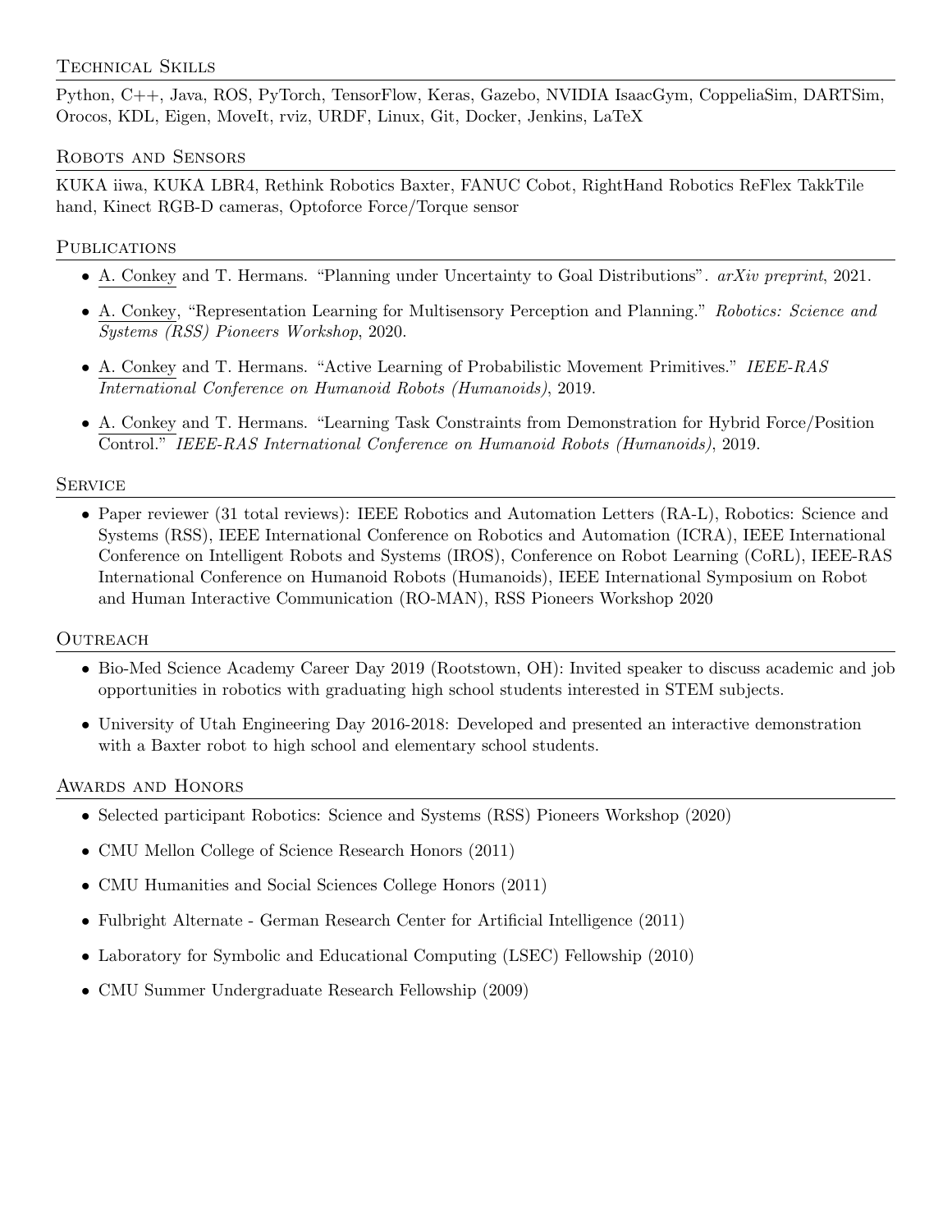## Technical Skills

Python, C++, Java, ROS, PyTorch, TensorFlow, Keras, Gazebo, NVIDIA IsaacGym, CoppeliaSim, DARTSim, Orocos, KDL, Eigen, MoveIt, rviz, URDF, Linux, Git, Docker, Jenkins, LaTeX

## Robots and Sensors

KUKA iiwa, KUKA LBR4, Rethink Robotics Baxter, FANUC Cobot, RightHand Robotics ReFlex TakkTile hand, Kinect RGB-D cameras, Optoforce Force/Torque sensor

## Publications

- A. Conkey and T. Hermans. "Planning under Uncertainty to Goal Distributions". *arXiv preprint*, 2021.
- A. Conkey, "Representation Learning for Multisensory Perception and Planning." *Robotics: Science and Systems (RSS) Pioneers Workshop*, 2020.
- A. Conkey and T. Hermans. "Active Learning of Probabilistic Movement Primitives." *IEEE-RAS International Conference on Humanoid Robots (Humanoids)*, 2019.
- A. Conkey and T. Hermans. "Learning Task Constraints from Demonstration for Hybrid Force/Position Control." *IEEE-RAS International Conference on Humanoid Robots (Humanoids)*, 2019.

## Service

- Paper reviewer (31 total reviews): IEEE Robotics and Automation Letters (RA-L), Robotics: Science and Systems (RSS), IEEE International Conference on Robotics and Automation (ICRA), IEEE International Conference on Intelligent Robots and Systems (IROS), Conference on Robot Learning (CoRL), IEEE-RAS International Conference on Humanoid Robots (Humanoids), IEEE International Symposium on Robot and Human Interactive Communication (RO-MAN), RSS Pioneers Workshop 2020

## Outreach

- Bio-Med Science Academy Career Day 2019 (Rootstown, OH): Invited speaker to discuss academic and job opportunities in robotics with graduating high school students interested in STEM subjects.
- University of Utah Engineering Day 2016-2018: Developed and presented an interactive demonstration with a Baxter robot to high school and elementary school students.

## Awards and Honors

- Selected participant Robotics: Science and Systems (RSS) Pioneers Workshop (2020)
- CMU Mellon College of Science Research Honors (2011)
- CMU Humanities and Social Sciences College Honors (2011)
- Fulbright Alternate - German Research Center for Artificial Intelligence (2011)
- Laboratory for Symbolic and Educational Computing (LSEC) Fellowship (2010)
- CMU Summer Undergraduate Research Fellowship (2009)